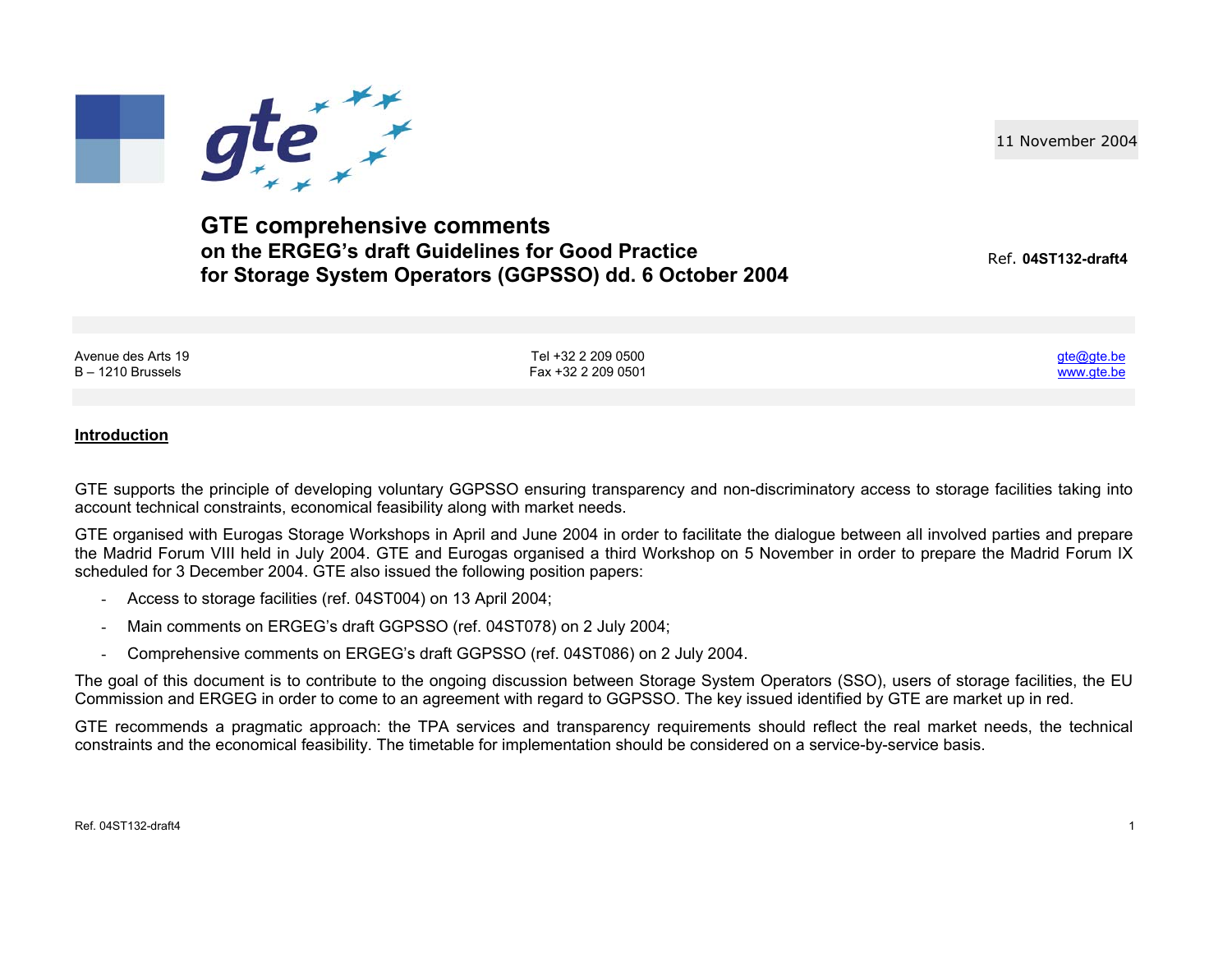11 November 2004

# GTE comprehensive comments
## on the ERGEG's draft Guidelines for Good Practice for Storage System Operators (GGPSSO) dd. 6 October 2004

Ref. **04ST132-draft4**

Avenue des Arts 19
B – 1210 Brussels

Tel +32 2 209 0500
Fax +32 2 209 0501

gte@gte.be
www.gte.be

**Introduction**

GTE supports the principle of developing voluntary GGPSSO ensuring transparency and non-discriminatory access to storage facilities taking into account technical constraints, economical feasibility along with market needs.

GTE organised with Eurogas Storage Workshops in April and June 2004 in order to facilitate the dialogue between all involved parties and prepare the Madrid Forum VIII held in July 2004. GTE and Eurogas organised a third Workshop on 5 November in order to prepare the Madrid Forum IX scheduled for 3 December 2004. GTE also issued the following position papers:

- Access to storage facilities (ref. 04ST004) on 13 April 2004;
- Main comments on ERGEG's draft GGPSSO (ref. 04ST078) on 2 July 2004;
- Comprehensive comments on ERGEG's draft GGPSSO (ref. 04ST086) on 2 July 2004.

The goal of this document is to contribute to the ongoing discussion between Storage System Operators (SSO), users of storage facilities, the EU Commission and ERGEG in order to come to an agreement with regard to GGPSSO. The key issued identified by GTE are market up in red.

GTE recommends a pragmatic approach: the TPA services and transparency requirements should reflect the real market needs, the technical constraints and the economical feasibility. The timetable for implementation should be considered on a service-by-service basis.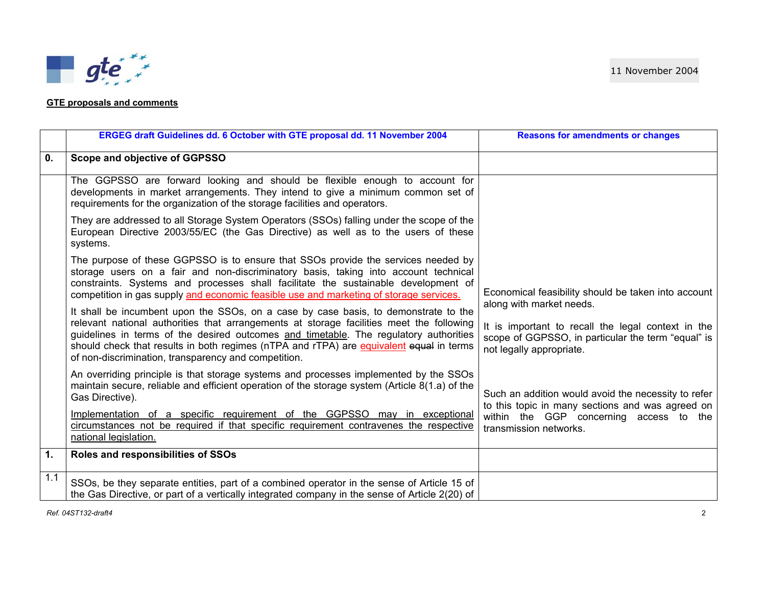**GTE proposals and comments**

| | ERGEG draft Guidelines dd. 6 October with GTE proposal dd. 11 November 2004 | Reasons for amendments or changes |
|---|---|---|
| **0.** | **Scope and objective of GGPSSO** | |
| | The GGPSSO are forward looking and should be flexible enough to account for developments in market arrangements. They intend to give a minimum common set of requirements for the organization of the storage facilities and operators.<br><br>They are addressed to all Storage System Operators (SSOs) falling under the scope of the European Directive 2003/55/EC (the Gas Directive) as well as to the users of these systems.<br><br>The purpose of these GGPSSO is to ensure that SSOs provide the services needed by storage users on a fair and non-discriminatory basis, taking into account technical constraints. Systems and processes shall facilitate the sustainable development of competition in gas supply and economic feasible use and marketing of storage services.<br><br>It shall be incumbent upon the SSOs, on a case by case basis, to demonstrate to the relevant national authorities that arrangements at storage facilities meet the following guidelines in terms of the desired outcomes and timetable. The regulatory authorities should check that results in both regimes (nTPA and rTPA) are equivalent ~~equal~~ in terms of non-discrimination, transparency and competition.<br><br>An overriding principle is that storage systems and processes implemented by the SSOs maintain secure, reliable and efficient operation of the storage system (Article 8(1.a) of the Gas Directive).<br><br>Implementation of a specific requirement of the GGPSSO may in exceptional circumstances not be required if that specific requirement contravenes the respective national legislation. | Economical feasibility should be taken into account along with market needs.<br><br>It is important to recall the legal context in the scope of GGPSSO, in particular the term "equal" is not legally appropriate.<br><br>Such an addition would avoid the necessity to refer to this topic in many sections and was agreed on within the GGP concerning access to the transmission networks. |
| **1.** | **Roles and responsibilities of SSOs** | |
| 1.1 | SSOs, be they separate entities, part of a combined operator in the sense of Article 15 of the Gas Directive, or part of a vertically integrated company in the sense of Article 2(20) of | |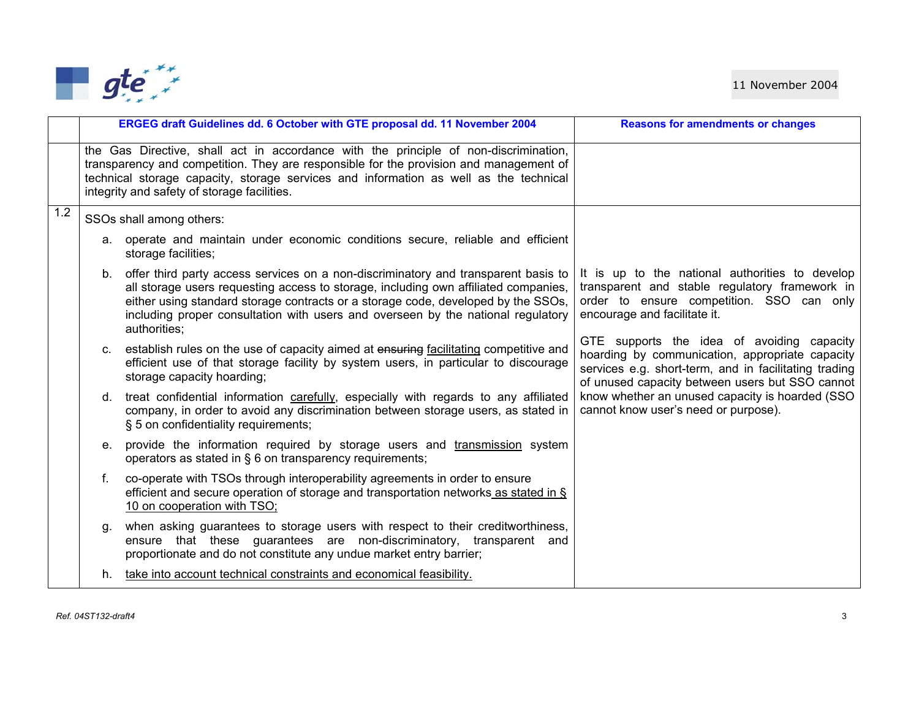| | ERGEG draft Guidelines dd. 6 October with GTE proposal dd. 11 November 2004 | Reasons for amendments or changes |
|---|---|---|
| | the Gas Directive, shall act in accordance with the principle of non-discrimination, transparency and competition. They are responsible for the provision and management of technical storage capacity, storage services and information as well as the technical integrity and safety of storage facilities. | |
| 1.2 | SSOs shall among others:<br><br>a. operate and maintain under economic conditions secure, reliable and efficient storage facilities;<br><br>b. offer third party access services on a non-discriminatory and transparent basis to all storage users requesting access to storage, including own affiliated companies, either using standard storage contracts or a storage code, developed by the SSOs, including proper consultation with users and overseen by the national regulatory authorities;<br><br>c. establish rules on the use of capacity aimed at ~~ensuring~~ <u>facilitating</u> competitive and efficient use of that storage facility by system users, in particular to discourage storage capacity hoarding;<br><br>d. treat confidential information <u>carefully</u>, especially with regards to any affiliated company, in order to avoid any discrimination between storage users, as stated in § 5 on confidentiality requirements;<br><br>e. provide the information required by storage users and <u>transmission</u> system operators as stated in § 6 on transparency requirements;<br><br>f. co-operate with TSOs through interoperability agreements in order to ensure efficient and secure operation of storage and transportation networks <u>as stated in § 10 on cooperation with TSO;</u><br><br>g. when asking guarantees to storage users with respect to their creditworthiness, ensure that these guarantees are non-discriminatory, transparent and proportionate and do not constitute any undue market entry barrier;<br><br>h. <u>take into account technical constraints and economical feasibility.</u> | It is up to the national authorities to develop transparent and stable regulatory framework in order to ensure competition. SSO can only encourage and facilitate it.<br><br>GTE supports the idea of avoiding capacity hoarding by communication, appropriate capacity services e.g. short-term, and in facilitating trading of unused capacity between users but SSO cannot know whether an unused capacity is hoarded (SSO cannot know user's need or purpose). |

*Ref. 04ST132-draft4*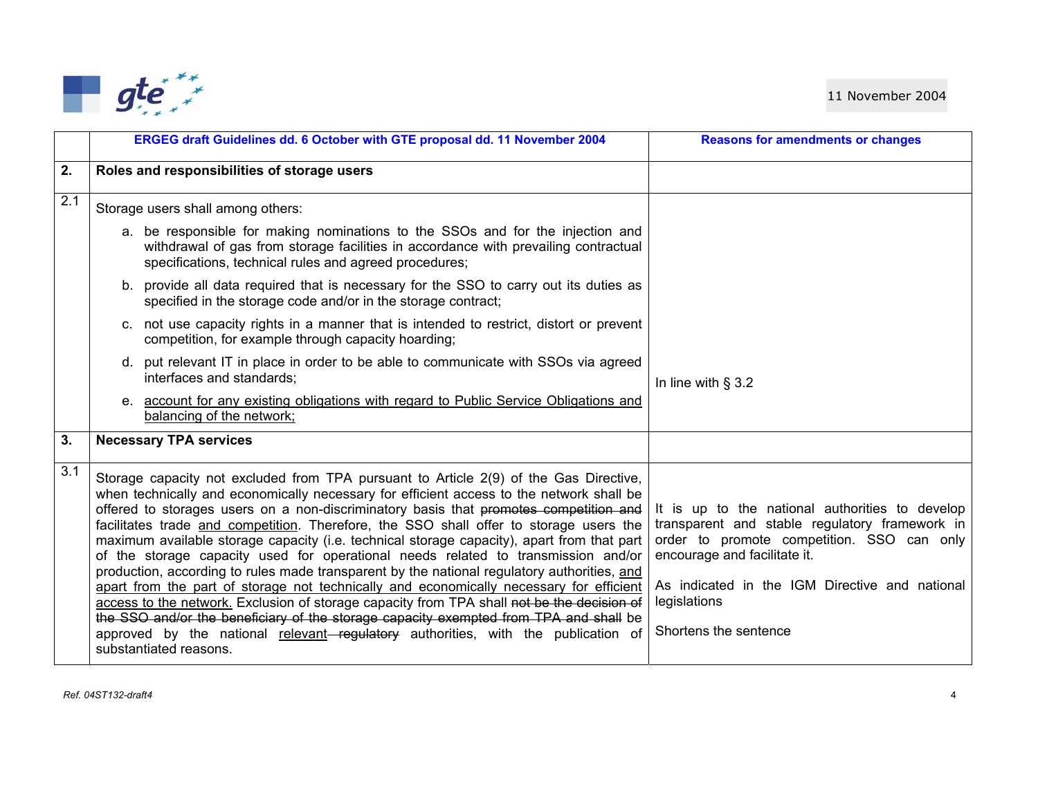| | ERGEG draft Guidelines dd. 6 October with GTE proposal dd. 11 November 2004 | Reasons for amendments or changes |
|---|---|---|
| **2.** | **Roles and responsibilities of storage users** | |
| 2.1 | Storage users shall among others:<br>a. be responsible for making nominations to the SSOs and for the injection and withdrawal of gas from storage facilities in accordance with prevailing contractual specifications, technical rules and agreed procedures;<br>b. provide all data required that is necessary for the SSO to carry out its duties as specified in the storage code and/or in the storage contract;<br>c. not use capacity rights in a manner that is intended to restrict, distort or prevent competition, for example through capacity hoarding;<br>d. put relevant IT in place in order to be able to communicate with SSOs via agreed interfaces and standards;<br>e. <u>account for any existing obligations with regard to Public Service Obligations and balancing of the network;</u> | In line with § 3.2 |
| **3.** | **Necessary TPA services** | |
| 3.1 | Storage capacity not excluded from TPA pursuant to Article 2(9) of the Gas Directive, when technically and economically necessary for efficient access to the network shall be offered to storages users on a non-discriminatory basis that ~~promotes competition and~~ facilitates trade <u>and competition</u>. Therefore, the SSO shall offer to storage users the maximum available storage capacity (i.e. technical storage capacity), apart from that part of the storage capacity used for operational needs related to transmission and/or production, according to rules made transparent by the national regulatory authorities, <u>and apart from the part of storage not technically and economically necessary for efficient access to the network.</u> Exclusion of storage capacity from TPA shall ~~not be the decision of the SSO and/or the beneficiary of the storage capacity exempted from TPA and shall~~ be approved by the national <u>relevant</u> ~~regulatory~~ authorities, with the publication of substantiated reasons. | It is up to the national authorities to develop transparent and stable regulatory framework in order to promote competition. SSO can only encourage and facilitate it.<br><br>As indicated in the IGM Directive and national legislations<br><br>Shortens the sentence |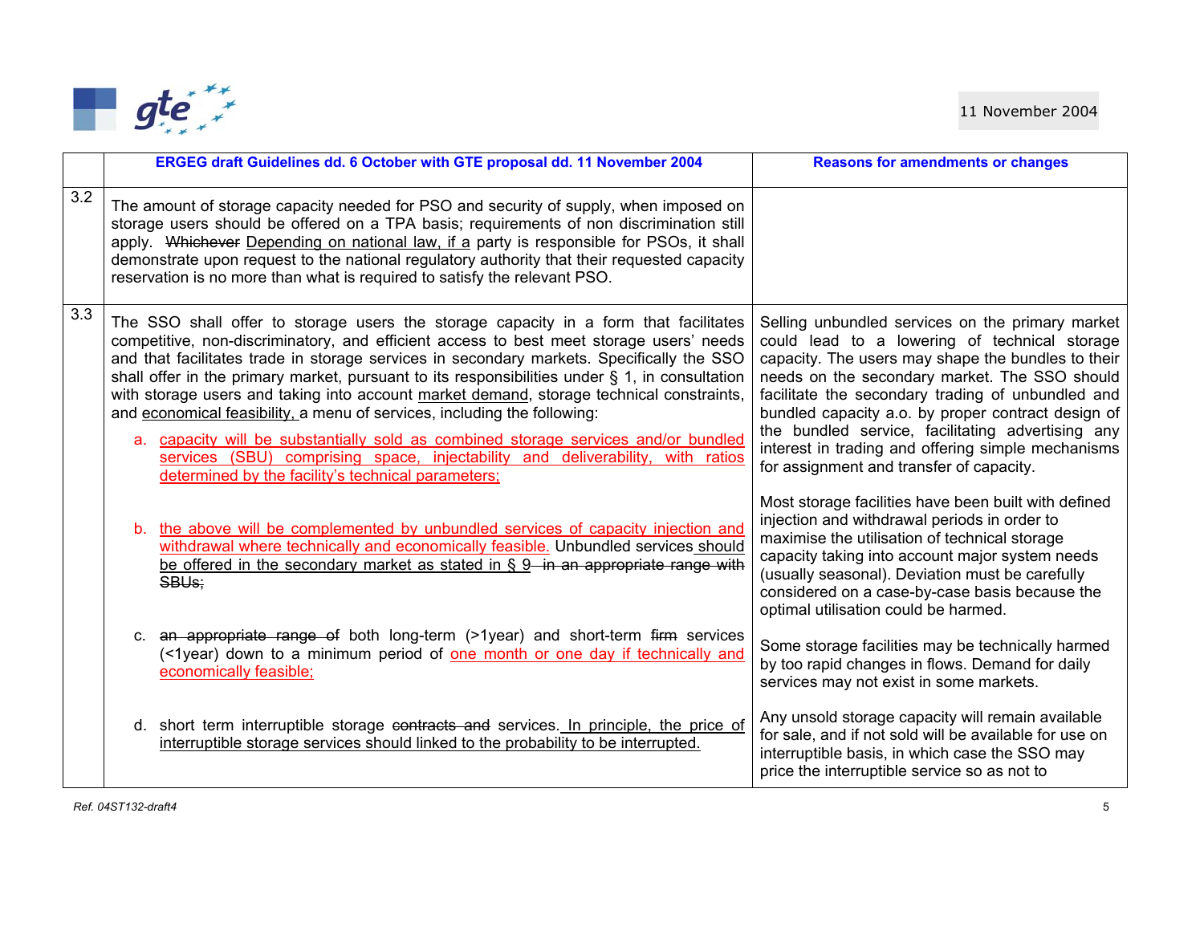| | ERGEG draft Guidelines dd. 6 October with GTE proposal dd. 11 November 2004 | Reasons for amendments or changes |
|---|---|---|
| 3.2 | The amount of storage capacity needed for PSO and security of supply, when imposed on storage users should be offered on a TPA basis; requirements of non discrimination still apply. ~~Whichever~~ Depending on national law, if a party is responsible for PSOs, it shall demonstrate upon request to the national regulatory authority that their requested capacity reservation is no more than what is required to satisfy the relevant PSO. | |
| 3.3 | The SSO shall offer to storage users the storage capacity in a form that facilitates competitive, non-discriminatory, and efficient access to best meet storage users' needs and that facilitates trade in storage services in secondary markets. Specifically the SSO shall offer in the primary market, pursuant to its responsibilities under § 1, in consultation with storage users and taking into account market demand, storage technical constraints, and economical feasibility, a menu of services, including the following:<br><br>a. capacity will be substantially sold as combined storage services and/or bundled services (SBU) comprising space, injectability and deliverability, with ratios determined by the facility's technical parameters;<br><br>b. the above will be complemented by unbundled services of capacity injection and withdrawal where technically and economically feasible. Unbundled services should be offered in the secondary market as stated in § 9 ~~in an appropriate range with SBUs;~~<br><br>c. ~~an appropriate range of~~ both long-term (>1year) and short-term ~~firm~~ services (<1year) down to a minimum period of one month or one day if technically and economically feasible;<br><br>d. short term interruptible storage ~~contracts and~~ services. In principle, the price of interruptible storage services should linked to the probability to be interrupted. | Selling unbundled services on the primary market could lead to a lowering of technical storage capacity. The users may shape the bundles to their needs on the secondary market. The SSO should facilitate the secondary trading of unbundled and bundled capacity a.o. by proper contract design of the bundled service, facilitating advertising any interest in trading and offering simple mechanisms for assignment and transfer of capacity.<br><br>Most storage facilities have been built with defined injection and withdrawal periods in order to maximise the utilisation of technical storage capacity taking into account major system needs (usually seasonal). Deviation must be carefully considered on a case-by-case basis because the optimal utilisation could be harmed.<br><br>Some storage facilities may be technically harmed by too rapid changes in flows. Demand for daily services may not exist in some markets.<br><br>Any unsold storage capacity will remain available for sale, and if not sold will be available for use on interruptible basis, in which case the SSO may price the interruptible service so as not to |

Ref. 04ST132-draft4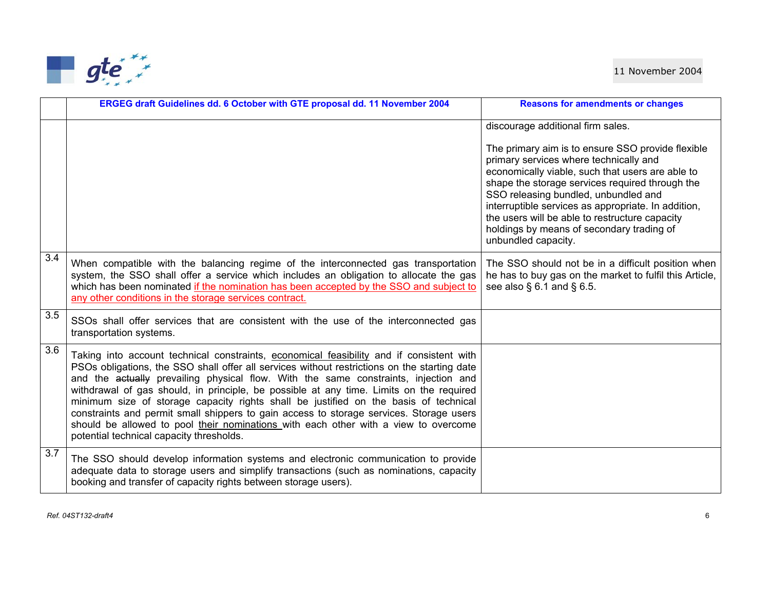|  | ERGEG draft Guidelines dd. 6 October with GTE proposal dd. 11 November 2004 | Reasons for amendments or changes |
|---|---|---|
|  |  | discourage additional firm sales.<br><br>The primary aim is to ensure SSO provide flexible primary services where technically and economically viable, such that users are able to shape the storage services required through the SSO releasing bundled, unbundled and interruptible services as appropriate. In addition, the users will be able to restructure capacity holdings by means of secondary trading of unbundled capacity. |
| 3.4 | When compatible with the balancing regime of the interconnected gas transportation system, the SSO shall offer a service which includes an obligation to allocate the gas which has been nominated <u>if the nomination has been accepted by the SSO and subject to any other conditions in the storage services contract.</u> | The SSO should not be in a difficult position when he has to buy gas on the market to fulfil this Article, see also § 6.1 and § 6.5. |
| 3.5 | SSOs shall offer services that are consistent with the use of the interconnected gas transportation systems. |  |
| 3.6 | Taking into account technical constraints, <u>economical feasibility</u> and if consistent with PSOs obligations, the SSO shall offer all services without restrictions on the starting date and the ~~actually~~ prevailing physical flow. With the same constraints, injection and withdrawal of gas should, in principle, be possible at any time. Limits on the required minimum size of storage capacity rights shall be justified on the basis of technical constraints and permit small shippers to gain access to storage services. Storage users should be allowed to pool <u>their nominations</u> with each other with a view to overcome potential technical capacity thresholds. |  |
| 3.7 | The SSO should develop information systems and electronic communication to provide adequate data to storage users and simplify transactions (such as nominations, capacity booking and transfer of capacity rights between storage users). |  |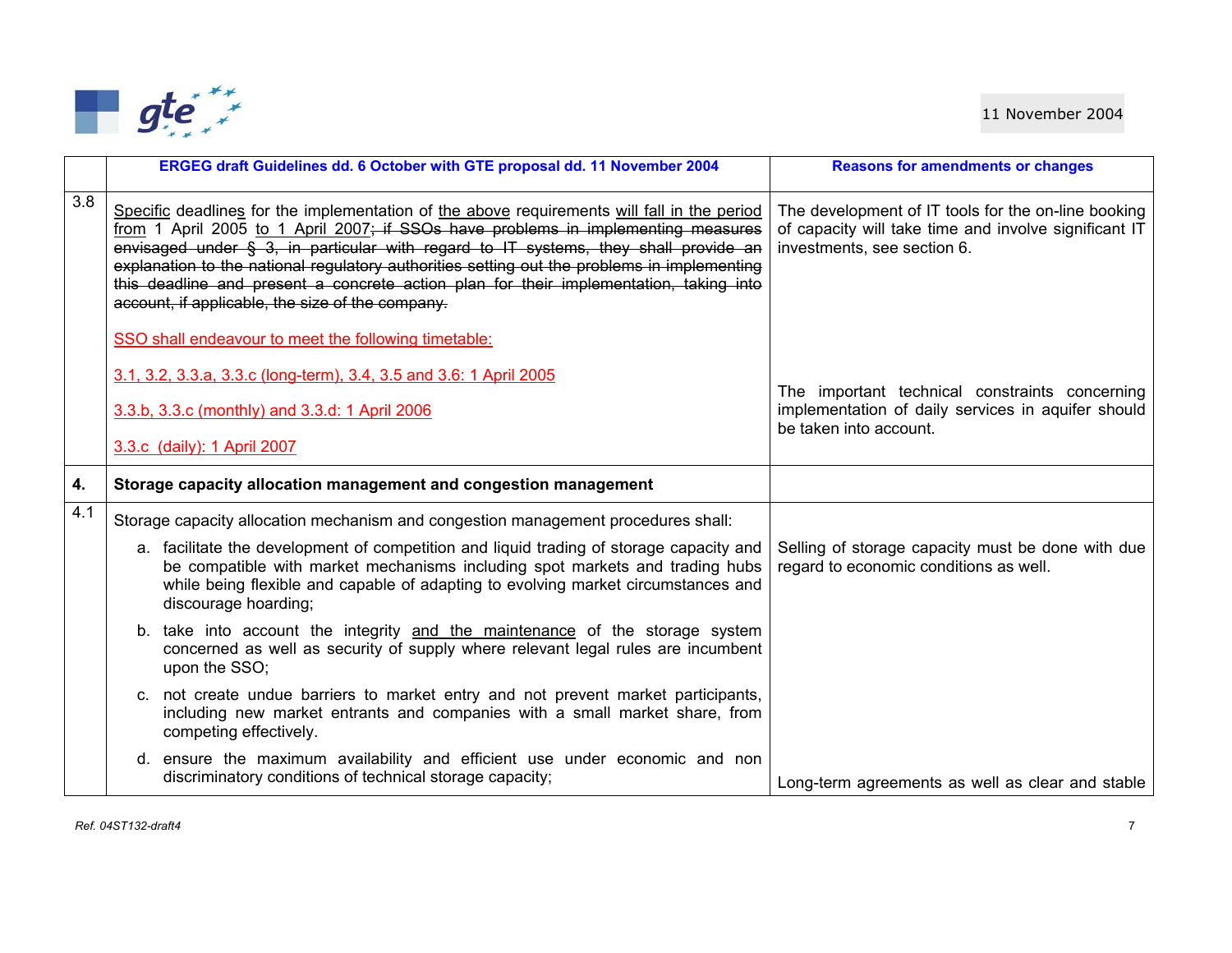| | ERGEG draft Guidelines dd. 6 October with GTE proposal dd. 11 November 2004 | Reasons for amendments or changes |
|---|---|---|
| 3.8 | Specific deadlines for the implementation of the above requirements will fall in the period from 1 April 2005 to 1 April 2007~~; if SSOs have problems in implementing measures envisaged under § 3, in particular with regard to IT systems, they shall provide an explanation to the national regulatory authorities setting out the problems in implementing this deadline and present a concrete action plan for their implementation, taking into account, if applicable, the size of the company.~~<br><br>SSO shall endeavour to meet the following timetable:<br><br>3.1, 3.2, 3.3.a, 3.3.c (long-term), 3.4, 3.5 and 3.6: 1 April 2005<br><br>3.3.b, 3.3.c (monthly) and 3.3.d: 1 April 2006<br><br>3.3.c (daily): 1 April 2007 | The development of IT tools for the on-line booking of capacity will take time and involve significant IT investments, see section 6.<br><br>The important technical constraints concerning implementation of daily services in aquifer should be taken into account. |
| **4.** | **Storage capacity allocation management and congestion management** | |
| 4.1 | Storage capacity allocation mechanism and congestion management procedures shall:<br><br>a. facilitate the development of competition and liquid trading of storage capacity and be compatible with market mechanisms including spot markets and trading hubs while being flexible and capable of adapting to evolving market circumstances and discourage hoarding;<br><br>b. take into account the integrity and the maintenance of the storage system concerned as well as security of supply where relevant legal rules are incumbent upon the SSO;<br><br>c. not create undue barriers to market entry and not prevent market participants, including new market entrants and companies with a small market share, from competing effectively.<br><br>d. ensure the maximum availability and efficient use under economic and non discriminatory conditions of technical storage capacity; | Selling of storage capacity must be done with due regard to economic conditions as well.<br><br>Long-term agreements as well as clear and stable |

Ref. 04ST132-draft4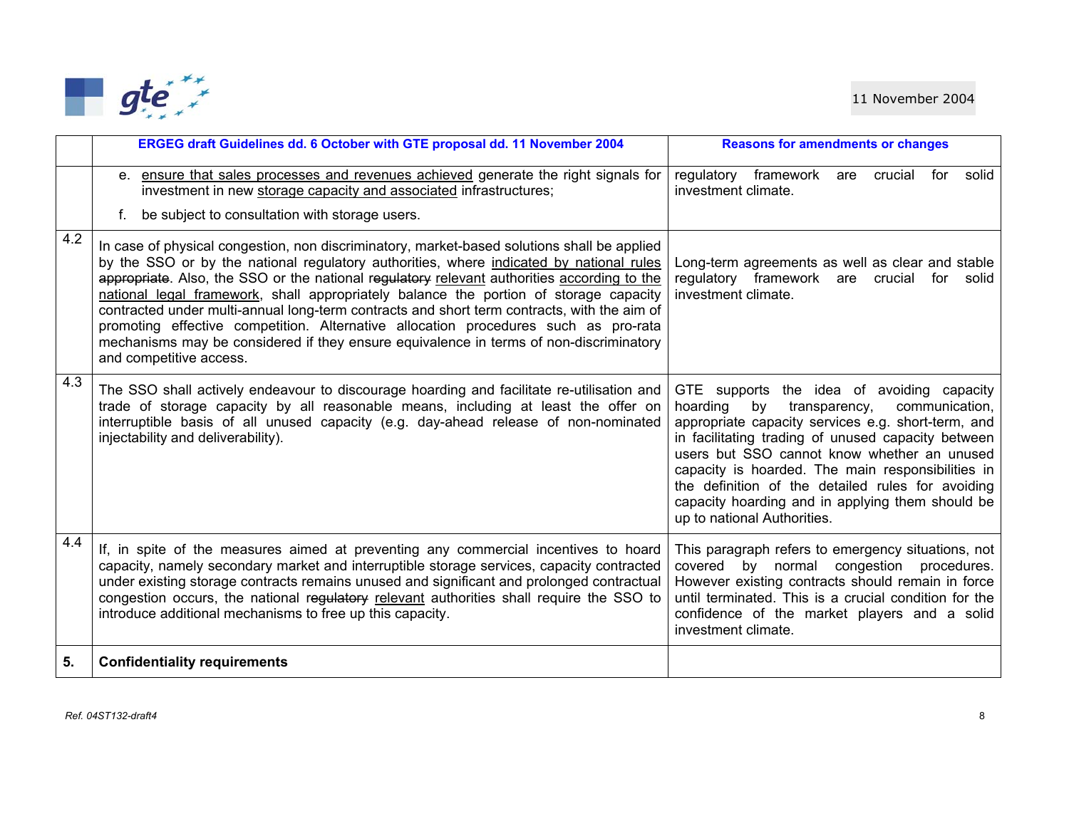|  | ERGEG draft Guidelines dd. 6 October with GTE proposal dd. 11 November 2004 | Reasons for amendments or changes |
|---|---|---|
|  | e. <u>ensure that sales processes and revenues achieved</u> generate the right signals for investment in new <u>storage capacity and associated</u> infrastructures;<br>f. be subject to consultation with storage users. | regulatory framework are crucial for solid investment climate. |
| 4.2 | In case of physical congestion, non discriminatory, market-based solutions shall be applied by the SSO or by the national regulatory authorities, where <u>indicated by national rules</u> ~~appropriate~~. Also, the SSO or the national ~~regulatory~~ <u>relevant</u> authorities <u>according to the national legal framework</u>, shall appropriately balance the portion of storage capacity contracted under multi-annual long-term contracts and short term contracts, with the aim of promoting effective competition. Alternative allocation procedures such as pro-rata mechanisms may be considered if they ensure equivalence in terms of non-discriminatory and competitive access. | Long-term agreements as well as clear and stable regulatory framework are crucial for solid investment climate. |
| 4.3 | The SSO shall actively endeavour to discourage hoarding and facilitate re-utilisation and trade of storage capacity by all reasonable means, including at least the offer on interruptible basis of all unused capacity (e.g. day-ahead release of non-nominated injectability and deliverability). | GTE supports the idea of avoiding capacity hoarding by transparency, communication, appropriate capacity services e.g. short-term, and in facilitating trading of unused capacity between users but SSO cannot know whether an unused capacity is hoarded. The main responsibilities in the definition of the detailed rules for avoiding capacity hoarding and in applying them should be up to national Authorities. |
| 4.4 | If, in spite of the measures aimed at preventing any commercial incentives to hoard capacity, namely secondary market and interruptible storage services, capacity contracted under existing storage contracts remains unused and significant and prolonged contractual congestion occurs, the national ~~regulatory~~ <u>relevant</u> authorities shall require the SSO to introduce additional mechanisms to free up this capacity. | This paragraph refers to emergency situations, not covered by normal congestion procedures. However existing contracts should remain in force until terminated. This is a crucial condition for the confidence of the market players and a solid investment climate. |
| **5.** | **Confidentiality requirements** |  |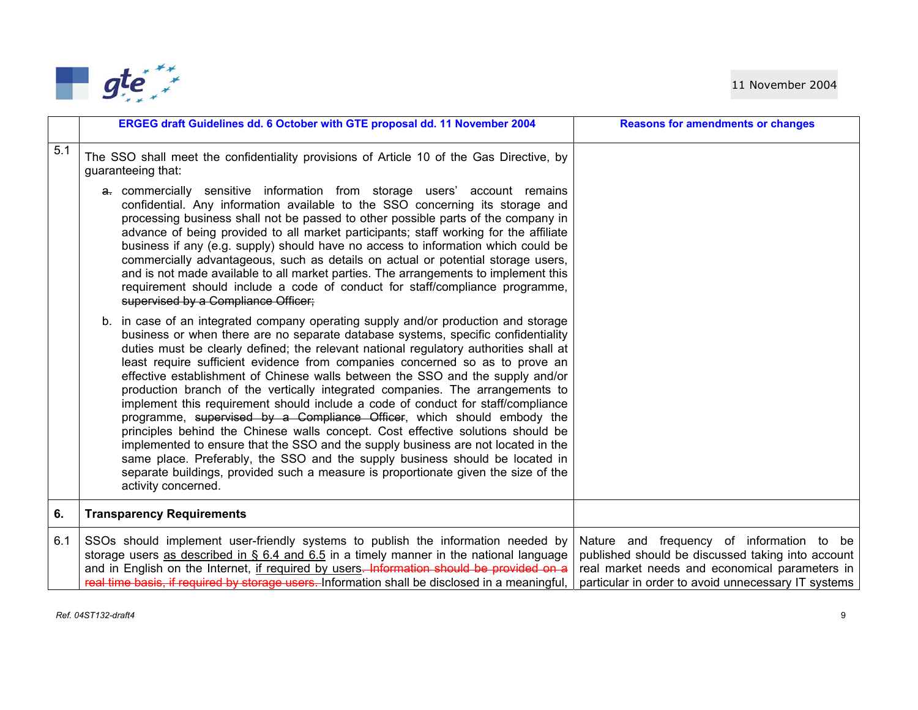| | ERGEG draft Guidelines dd. 6 October with GTE proposal dd. 11 November 2004 | Reasons for amendments or changes |
|---|---|---|
| 5.1 | The SSO shall meet the confidentiality provisions of Article 10 of the Gas Directive, by guaranteeing that:<br><br>~~a.~~ commercially sensitive information from storage users' account remains confidential. Any information available to the SSO concerning its storage and processing business shall not be passed to other possible parts of the company in advance of being provided to all market participants; staff working for the affiliate business if any (e.g. supply) should have no access to information which could be commercially advantageous, such as details on actual or potential storage users, and is not made available to all market parties. The arrangements to implement this requirement should include a code of conduct for staff/compliance programme, ~~supervised by a Compliance Officer;~~<br><br>b. in case of an integrated company operating supply and/or production and storage business or when there are no separate database systems, specific confidentiality duties must be clearly defined; the relevant national regulatory authorities shall at least require sufficient evidence from companies concerned so as to prove an effective establishment of Chinese walls between the SSO and the supply and/or production branch of the vertically integrated companies. The arrangements to implement this requirement should include a code of conduct for staff/compliance programme, ~~supervised by a Compliance Officer~~, which should embody the principles behind the Chinese walls concept. Cost effective solutions should be implemented to ensure that the SSO and the supply business are not located in the same place. Preferably, the SSO and the supply business should be located in separate buildings, provided such a measure is proportionate given the size of the activity concerned. | |
| **6.** | **Transparency Requirements** | |
| 6.1 | SSOs should implement user-friendly systems to publish the information needed by storage users <u>as described in § 6.4 and 6.5</u> in a timely manner in the national language and in English on the Internet, <u>if required by users</u>. ~~Information should be provided on a real time basis, if required by storage users.~~ Information shall be disclosed in a meaningful, | Nature and frequency of information to be published should be discussed taking into account real market needs and economical parameters in particular in order to avoid unnecessary IT systems |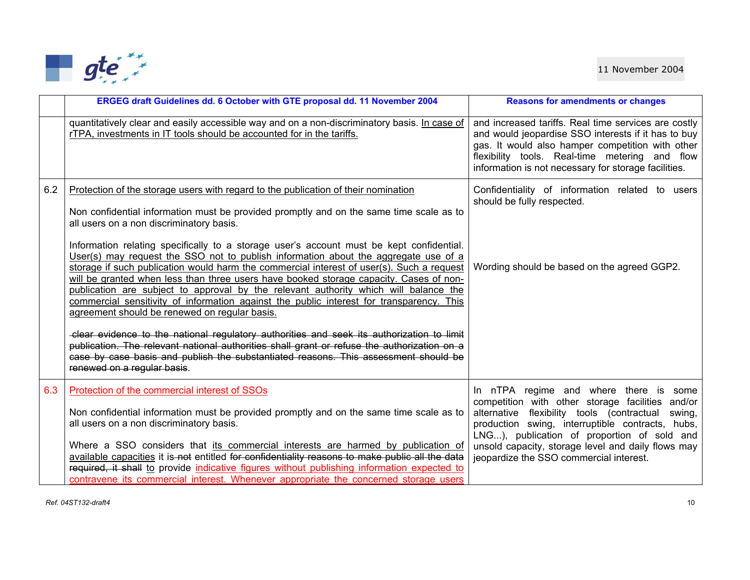| | ERGEG draft Guidelines dd. 6 October with GTE proposal dd. 11 November 2004 | Reasons for amendments or changes |
|---|---|---|
| | quantitatively clear and easily accessible way and on a non-discriminatory basis. <u>In case of rTPA, investments in IT tools should be accounted for in the tariffs.</u> | and increased tariffs. Real time services are costly and would jeopardise SSO interests if it has to buy gas. It would also hamper competition with other flexibility tools. Real-time metering and flow information is not necessary for storage facilities. |
| 6.2 | <u>Protection of the storage users with regard to the publication of their nomination</u><br><br>Non confidential information must be provided promptly and on the same time scale as to all users on a non discriminatory basis.<br><br>Information relating specifically to a storage user's account must be kept confidential. <u>User(s) may request the SSO not to publish information about the aggregate use of a storage if such publication would harm the commercial interest of user(s). Such a request will be granted when less than three users have booked storage capacity. Cases of non-publication are subject to approval by the relevant authority which will balance the commercial sensitivity of information against the public interest for transparency. This agreement should be renewed on regular basis.</u><br><br>~~clear evidence to the national regulatory authorities and seek its authorization to limit publication. The relevant national authorities shall grant or refuse the authorization on a case by case basis and publish the substantiated reasons. This assessment should be renewed on a regular basis~~. | Confidentiality of information related to users should be fully respected.<br><br>Wording should be based on the agreed GGP2. |
| 6.3 | <u>Protection of the commercial interest of SSOs</u><br><br>Non confidential information must be provided promptly and on the same time scale as to all users on a non discriminatory basis.<br><br>Where a SSO considers that <u>its commercial interests are harmed by publication of available capacities</u> it is ~~not~~ entitled ~~for confidentiality reasons to make public all the data required, it shall~~ <u>to</u> provide <u>indicative figures without publishing information expected to contravene its commercial interest. Whenever appropriate the concerned storage users</u> | In nTPA regime and where there is some competition with other storage facilities and/or alternative flexibility tools (contractual swing, production swing, interruptible contracts, hubs, LNG...), publication of proportion of sold and unsold capacity, storage level and daily flows may jeopardize the SSO commercial interest. |

*Ref. 04ST132-draft4*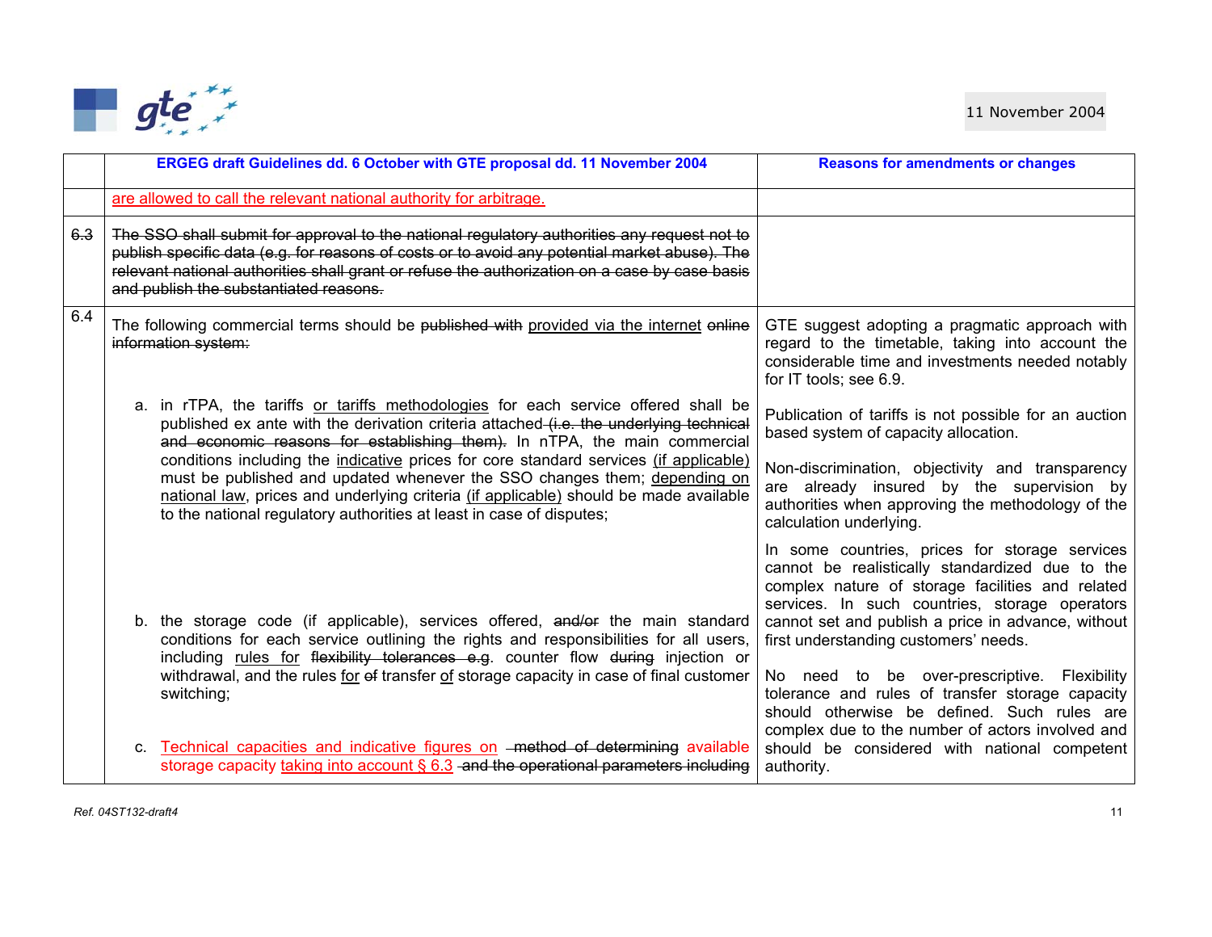| | ERGEG draft Guidelines dd. 6 October with GTE proposal dd. 11 November 2004 | Reasons for amendments or changes |
|---|---|---|
| | are allowed to call the relevant national authority for arbitrage. | |
| ~~6.3~~ | ~~The SSO shall submit for approval to the national regulatory authorities any request not to publish specific data (e.g. for reasons of costs or to avoid any potential market abuse). The relevant national authorities shall grant or refuse the authorization on a case by case basis and publish the substantiated reasons.~~ | |
| 6.4 | The following commercial terms should be ~~published with~~ provided via the internet ~~online information system:~~<br><br>a. in rTPA, the tariffs or tariffs methodologies for each service offered shall be published ex ante with the derivation criteria attached ~~(i.e. the underlying technical and economic reasons for establishing them).~~ In nTPA, the main commercial conditions including the indicative prices for core standard services (if applicable) must be published and updated whenever the SSO changes them; depending on national law, prices and underlying criteria (if applicable) should be made available to the national regulatory authorities at least in case of disputes;<br><br>b. the storage code (if applicable), services offered, ~~and/or~~ the main standard conditions for each service outlining the rights and responsibilities for all users, including rules for ~~flexibility tolerances e.g~~. counter flow ~~during~~ injection or withdrawal, and the rules for ~~of~~ transfer of storage capacity in case of final customer switching;<br><br>c. Technical capacities and indicative figures on ~~method of determining~~ available storage capacity taking into account § 6.3 ~~and the operational parameters including~~ | GTE suggest adopting a pragmatic approach with regard to the timetable, taking into account the considerable time and investments needed notably for IT tools; see 6.9.<br><br>Publication of tariffs is not possible for an auction based system of capacity allocation.<br><br>Non-discrimination, objectivity and transparency are already insured by the supervision by authorities when approving the methodology of the calculation underlying.<br><br>In some countries, prices for storage services cannot be realistically standardized due to the complex nature of storage facilities and related services. In such countries, storage operators cannot set and publish a price in advance, without first understanding customers' needs.<br><br>No need to be over-prescriptive. Flexibility tolerance and rules of transfer storage capacity should otherwise be defined. Such rules are complex due to the number of actors involved and should be considered with national competent authority. |

*Ref. 04ST132-draft4*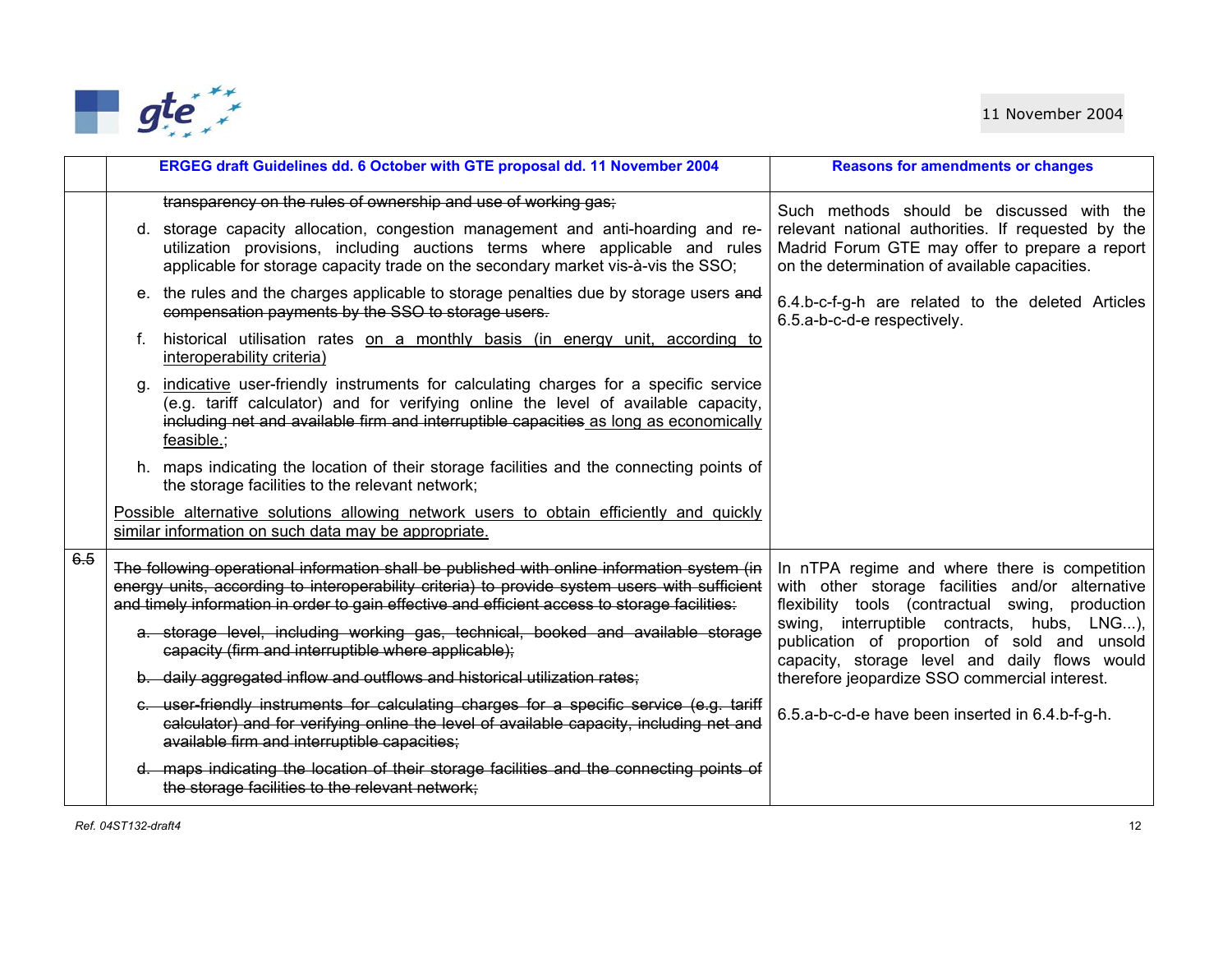| | ERGEG draft Guidelines dd. 6 October with GTE proposal dd. 11 November 2004 | Reasons for amendments or changes |
|---|---|---|
| | ~~transparency on the rules of ownership and use of working gas;~~<br><br>d. storage capacity allocation, congestion management and anti-hoarding and re-utilization provisions, including auctions terms where applicable and rules applicable for storage capacity trade on the secondary market vis-à-vis the SSO;<br><br>e. the rules and the charges applicable to storage penalties due by storage users ~~and compensation payments by the SSO to storage users.~~<br><br>f. historical utilisation rates <u>on a monthly basis (in energy unit, according to interoperability criteria)</u><br><br>g. <u>indicative</u> user-friendly instruments for calculating charges for a specific service (e.g. tariff calculator) and for verifying online the level of available capacity, ~~including net and available firm and interruptible capacities~~ <u>as long as economically feasible.</u>;<br><br>h. maps indicating the location of their storage facilities and the connecting points of the storage facilities to the relevant network;<br><br><u>Possible alternative solutions allowing network users to obtain efficiently and quickly similar information on such data may be appropriate.</u> | Such methods should be discussed with the relevant national authorities. If requested by the Madrid Forum GTE may offer to prepare a report on the determination of available capacities.<br><br>6.4.b-c-f-g-h are related to the deleted Articles 6.5.a-b-c-d-e respectively. |
| ~~6.5~~ | ~~The following operational information shall be published with online information system (in energy units, according to interoperability criteria) to provide system users with sufficient and timely information in order to gain effective and efficient access to storage facilities:~~<br><br>~~a. storage level, including working gas, technical, booked and available storage capacity (firm and interruptible where applicable);~~<br><br>~~b. daily aggregated inflow and outflows and historical utilization rates;~~<br><br>~~c. user-friendly instruments for calculating charges for a specific service (e.g. tariff calculator) and for verifying online the level of available capacity, including net and available firm and interruptible capacities;~~<br><br>~~d. maps indicating the location of their storage facilities and the connecting points of the storage facilities to the relevant network;~~ | In nTPA regime and where there is competition with other storage facilities and/or alternative flexibility tools (contractual swing, production swing, interruptible contracts, hubs, LNG...), publication of proportion of sold and unsold capacity, storage level and daily flows would therefore jeopardize SSO commercial interest.<br><br>6.5.a-b-c-d-e have been inserted in 6.4.b-f-g-h. |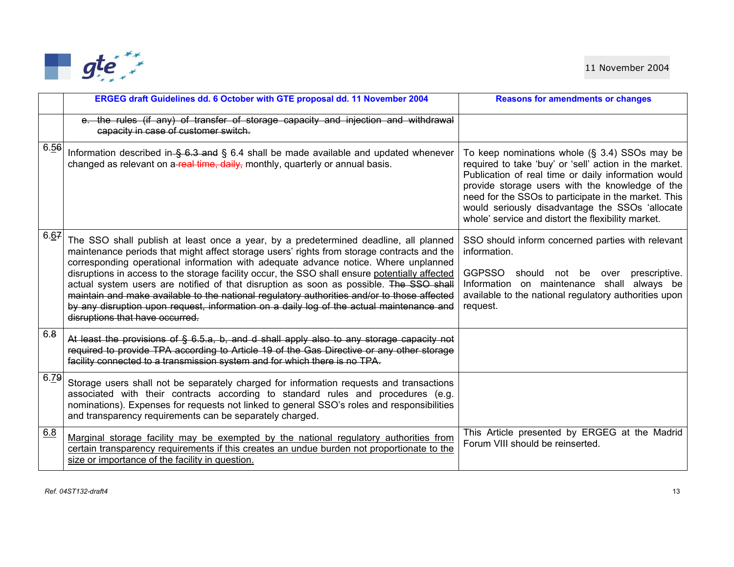| | ERGEG draft Guidelines dd. 6 October with GTE proposal dd. 11 November 2004 | Reasons for amendments or changes |
|---|---|---|
| | ~~e. the rules (if any) of transfer of storage capacity and injection and withdrawal capacity in case of customer switch.~~ | |
| 6.~~5~~6 | Information described in ~~§ 6.3 and~~ § 6.4 shall be made available and updated whenever changed as relevant on a ~~real time, daily,~~ monthly, quarterly or annual basis. | To keep nominations whole (§ 3.4) SSOs may be required to take 'buy' or 'sell' action in the market. Publication of real time or daily information would provide storage users with the knowledge of the need for the SSOs to participate in the market. This would seriously disadvantage the SSOs 'allocate whole' service and distort the flexibility market. |
| 6.~~6~~7 | The SSO shall publish at least once a year, by a predetermined deadline, all planned maintenance periods that might affect storage users' rights from storage contracts and the corresponding operational information with adequate advance notice. Where unplanned disruptions in access to the storage facility occur, the SSO shall ensure potentially affected actual system users are notified of that disruption as soon as possible. ~~The SSO shall maintain and make available to the national regulatory authorities and/or to those affected by any disruption upon request, information on a daily log of the actual maintenance and disruptions that have occurred.~~ | SSO should inform concerned parties with relevant information.<br><br>GGPSSO should not be over prescriptive. Information on maintenance shall always be available to the national regulatory authorities upon request. |
| 6.~~8~~ | ~~At least the provisions of § 6.5.a, b, and d shall apply also to any storage capacity not required to provide TPA according to Article 19 of the Gas Directive or any other storage facility connected to a transmission system and for which there is no TPA.~~ | |
| 6.~~7~~9 | Storage users shall not be separately charged for information requests and transactions associated with their contracts according to standard rules and procedures (e.g. nominations). Expenses for requests not linked to general SSO's roles and responsibilities and transparency requirements can be separately charged. | |
| 6.8 | Marginal storage facility may be exempted by the national regulatory authorities from certain transparency requirements if this creates an undue burden not proportionate to the size or importance of the facility in question. | This Article presented by ERGEG at the Madrid Forum VIII should be reinserted. |

Ref. 04ST132-draft4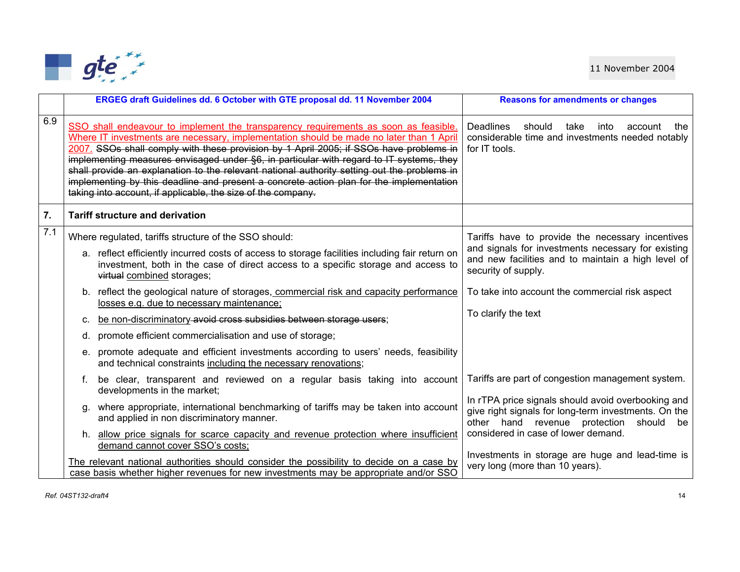| | ERGEG draft Guidelines dd. 6 October with GTE proposal dd. 11 November 2004 | Reasons for amendments or changes |
|---|---|---|
| 6.9 | SSO shall endeavour to implement the transparency requirements as soon as feasible. Where IT investments are necessary, implementation should be made no later than 1 April 2007. ~~SSOs shall comply with these provision by 1 April 2005; if SSOs have problems in implementing measures envisaged under §6, in particular with regard to IT systems, they shall provide an explanation to the relevant national authority setting out the problems in implementing by this deadline and present a concrete action plan for the implementation taking into account, if applicable, the size of the company.~~ | Deadlines should take into account the considerable time and investments needed notably for IT tools. |
| **7.** | **Tariff structure and derivation** | |
| 7.1 | Where regulated, tariffs structure of the SSO should:<br>a. reflect efficiently incurred costs of access to storage facilities including fair return on investment, both in the case of direct access to a specific storage and access to ~~virtual~~ combined storages;<br>b. reflect the geological nature of storages, commercial risk and capacity performance losses e.g. due to necessary maintenance;<br>c. be non-discriminatory ~~avoid cross subsidies between storage users~~;<br>d. promote efficient commercialisation and use of storage;<br>e. promote adequate and efficient investments according to users' needs, feasibility and technical constraints including the necessary renovations;<br>f. be clear, transparent and reviewed on a regular basis taking into account developments in the market;<br>g. where appropriate, international benchmarking of tariffs may be taken into account and applied in non discriminatory manner.<br>h. allow price signals for scarce capacity and revenue protection where insufficient demand cannot cover SSO's costs;<br>The relevant national authorities should consider the possibility to decide on a case by case basis whether higher revenues for new investments may be appropriate and/or SSO | Tariffs have to provide the necessary incentives and signals for investments necessary for existing and new facilities and to maintain a high level of security of supply.<br>To take into account the commercial risk aspect<br>To clarify the text<br>Tariffs are part of congestion management system.<br>In rTPA price signals should avoid overbooking and give right signals for long-term investments. On the other hand revenue protection should be considered in case of lower demand.<br>Investments in storage are huge and lead-time is very long (more than 10 years). |

Ref. 04ST132-draft4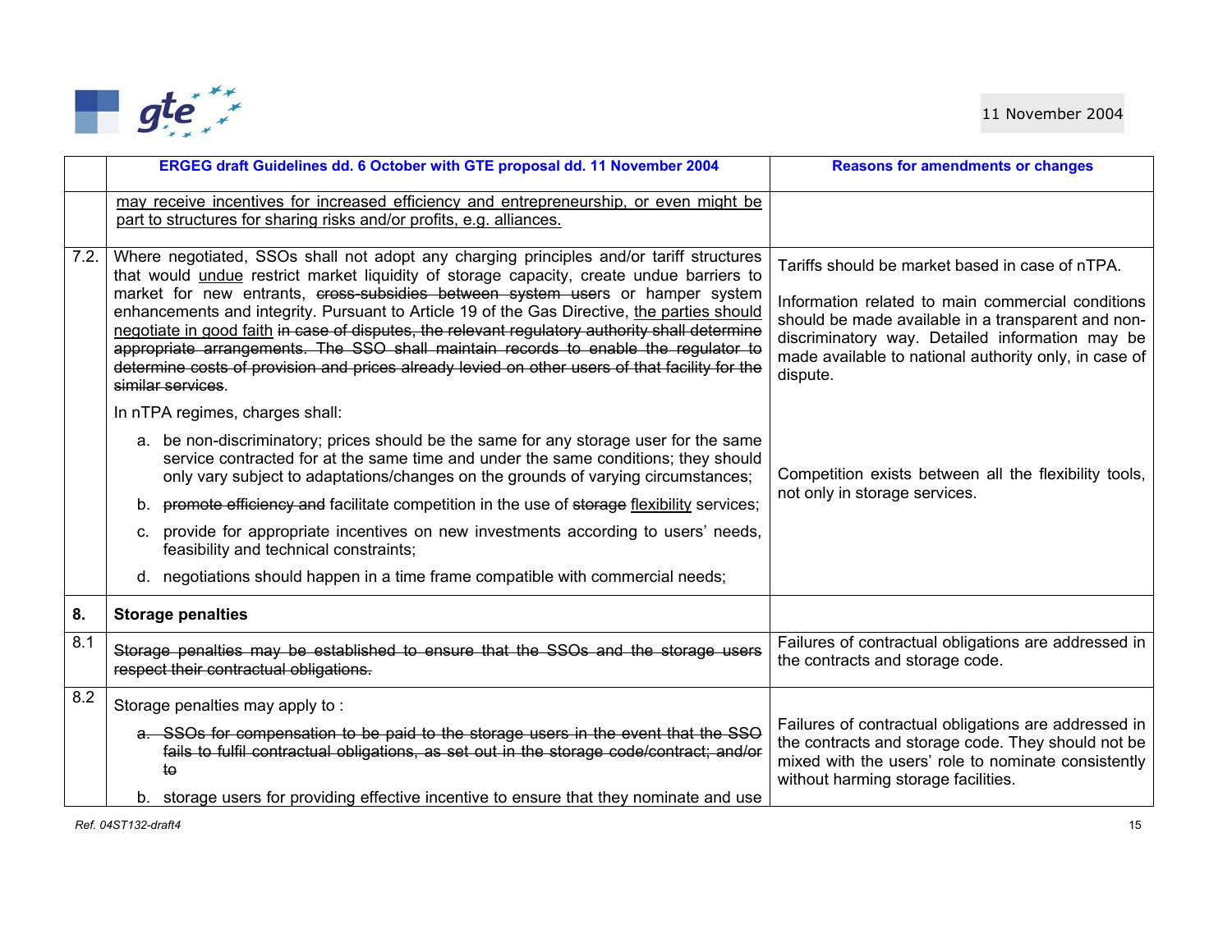| | ERGEG draft Guidelines dd. 6 October with GTE proposal dd. 11 November 2004 | Reasons for amendments or changes |
|---|---|---|
| | <u>may receive incentives for increased efficiency and entrepreneurship, or even might be part to structures for sharing risks and/or profits, e.g. alliances.</u> | |
| 7.2. | Where negotiated, SSOs shall not adopt any charging principles and/or tariff structures that would <u>undue</u> restrict market liquidity of storage capacity, create undue barriers to market for new entrants, ~~cross-subsidies between system users~~ or hamper system enhancements and integrity. Pursuant to Article 19 of the Gas Directive, <u>the parties should negotiate in good faith</u> ~~in case of disputes, the relevant regulatory authority shall determine appropriate arrangements. The SSO shall maintain records to enable the regulator to determine costs of provision and prices already levied on other users of that facility for the similar services~~.<br><br>In nTPA regimes, charges shall:<br><br>a. be non-discriminatory; prices should be the same for any storage user for the same service contracted for at the same time and under the same conditions; they should only vary subject to adaptations/changes on the grounds of varying circumstances;<br><br>b. ~~promote efficiency and~~ facilitate competition in the use of ~~storage~~ <u>flexibility</u> services;<br><br>c. provide for appropriate incentives on new investments according to users' needs, feasibility and technical constraints;<br><br>d. negotiations should happen in a time frame compatible with commercial needs; | Tariffs should be market based in case of nTPA.<br><br>Information related to main commercial conditions should be made available in a transparent and non-discriminatory way. Detailed information may be made available to national authority only, in case of dispute.<br><br>Competition exists between all the flexibility tools, not only in storage services. |
| **8.** | **Storage penalties** | |
| 8.1 | ~~Storage penalties may be established to ensure that the SSOs and the storage users respect their contractual obligations.~~ | Failures of contractual obligations are addressed in the contracts and storage code. |
| 8.2 | Storage penalties may apply to :<br><br>~~a. SSOs for compensation to be paid to the storage users in the event that the SSO fails to fulfil contractual obligations, as set out in the storage code/contract; and/or to~~<br><br>b. storage users for providing effective incentive to ensure that they nominate and use | Failures of contractual obligations are addressed in the contracts and storage code. They should not be mixed with the users' role to nominate consistently without harming storage facilities. |

Ref. 04ST132-draft4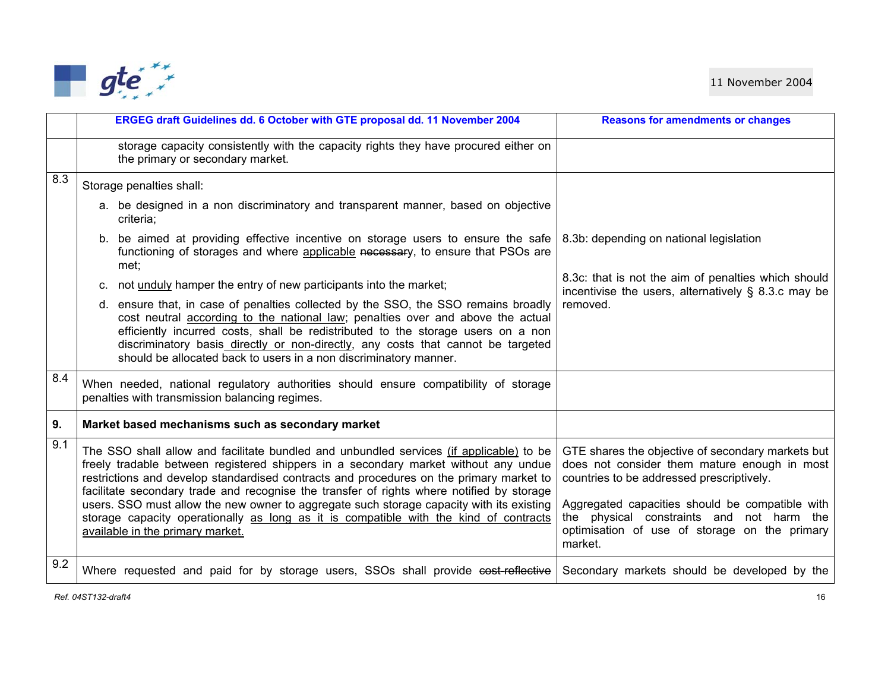| | ERGEG draft Guidelines dd. 6 October with GTE proposal dd. 11 November 2004 | Reasons for amendments or changes |
|---|---|---|
| | storage capacity consistently with the capacity rights they have procured either on the primary or secondary market. | |
| 8.3 | Storage penalties shall:<br>a. be designed in a non discriminatory and transparent manner, based on objective criteria;<br>b. be aimed at providing effective incentive on storage users to ensure the safe functioning of storages and where <u>applicable</u> ~~necessary~~, to ensure that PSOs are met;<br>c. not <u>unduly</u> hamper the entry of new participants into the market;<br>d. ensure that, in case of penalties collected by the SSO, the SSO remains broadly cost neutral <u>according to the national law</u>; penalties over and above the actual efficiently incurred costs, shall be redistributed to the storage users on a non discriminatory basis<u> directly or non-directly</u>, any costs that cannot be targeted should be allocated back to users in a non discriminatory manner. | 8.3b: depending on national legislation<br><br>8.3c: that is not the aim of penalties which should incentivise the users, alternatively § 8.3.c may be removed. |
| 8.4 | When needed, national regulatory authorities should ensure compatibility of storage penalties with transmission balancing regimes. | |
| **9.** | **Market based mechanisms such as secondary market** | |
| 9.1 | The SSO shall allow and facilitate bundled and unbundled services <u>(if applicable)</u> to be freely tradable between registered shippers in a secondary market without any undue restrictions and develop standardised contracts and procedures on the primary market to facilitate secondary trade and recognise the transfer of rights where notified by storage users. SSO must allow the new owner to aggregate such storage capacity with its existing storage capacity operationally <u>as long as it is compatible with the kind of contracts available in the primary market.</u> | GTE shares the objective of secondary markets but does not consider them mature enough in most countries to be addressed prescriptively.<br><br>Aggregated capacities should be compatible with the physical constraints and not harm the optimisation of use of storage on the primary market. |
| 9.2 | Where requested and paid for by storage users, SSOs shall provide ~~cost-reflective~~ | Secondary markets should be developed by the |

*Ref. 04ST132-draft4*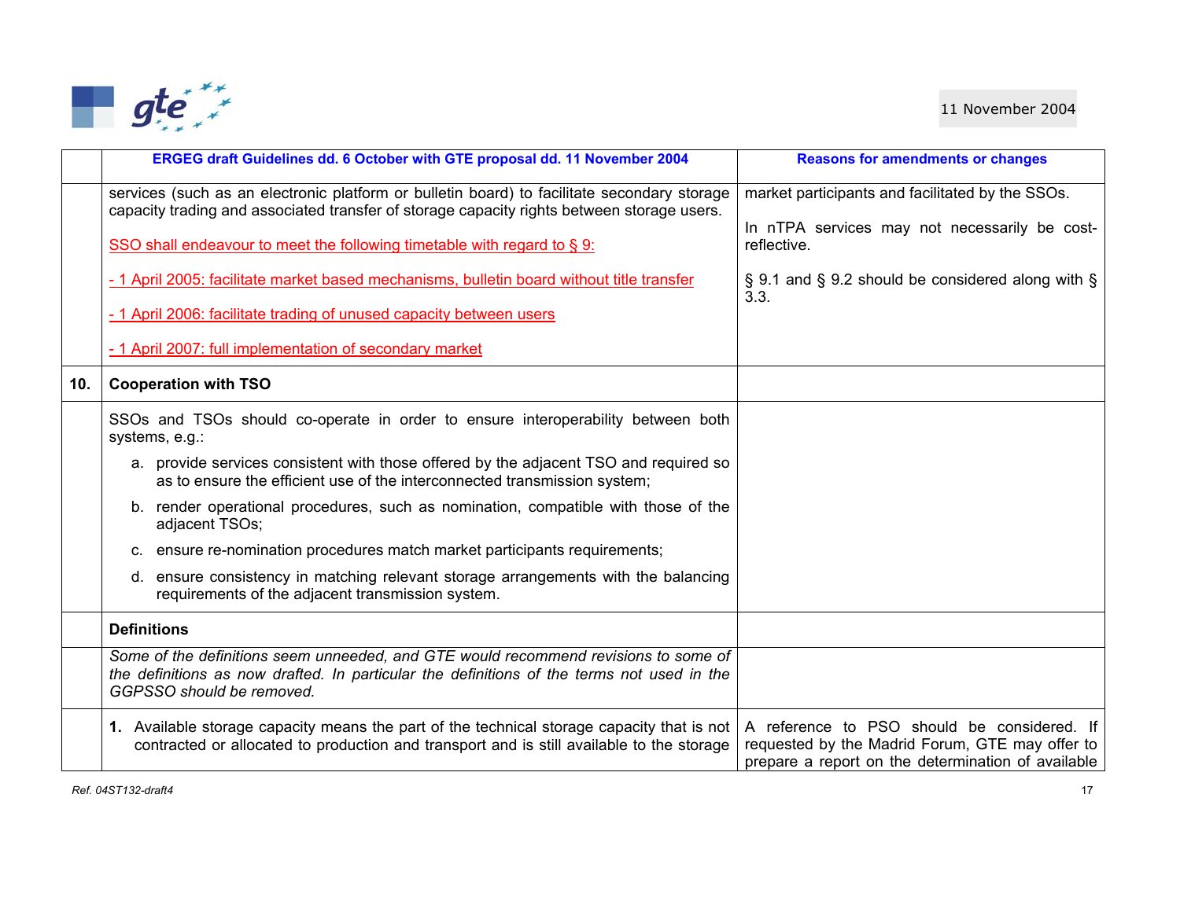| | ERGEG draft Guidelines dd. 6 October with GTE proposal dd. 11 November 2004 | Reasons for amendments or changes |
|---|---|---|
| | services (such as an electronic platform or bulletin board) to facilitate secondary storage capacity trading and associated transfer of storage capacity rights between storage users.<br><br>SSO shall endeavour to meet the following timetable with regard to § 9:<br><br>- 1 April 2005: facilitate market based mechanisms, bulletin board without title transfer<br><br>- 1 April 2006: facilitate trading of unused capacity between users<br><br>- 1 April 2007: full implementation of secondary market | market participants and facilitated by the SSOs.<br><br>In nTPA services may not necessarily be cost-reflective.<br><br>§ 9.1 and § 9.2 should be considered along with § 3.3. |
| **10.** | **Cooperation with TSO** | |
| | SSOs and TSOs should co-operate in order to ensure interoperability between both systems, e.g.:<br>a. provide services consistent with those offered by the adjacent TSO and required so as to ensure the efficient use of the interconnected transmission system;<br>b. render operational procedures, such as nomination, compatible with those of the adjacent TSOs;<br>c. ensure re-nomination procedures match market participants requirements;<br>d. ensure consistency in matching relevant storage arrangements with the balancing requirements of the adjacent transmission system. | |
| | **Definitions** | |
| | *Some of the definitions seem unneeded, and GTE would recommend revisions to some of the definitions as now drafted. In particular the definitions of the terms not used in the GGPSSO should be removed.* | |
| | **1.** Available storage capacity means the part of the technical storage capacity that is not contracted or allocated to production and transport and is still available to the storage | A reference to PSO should be considered. If requested by the Madrid Forum, GTE may offer to prepare a report on the determination of available |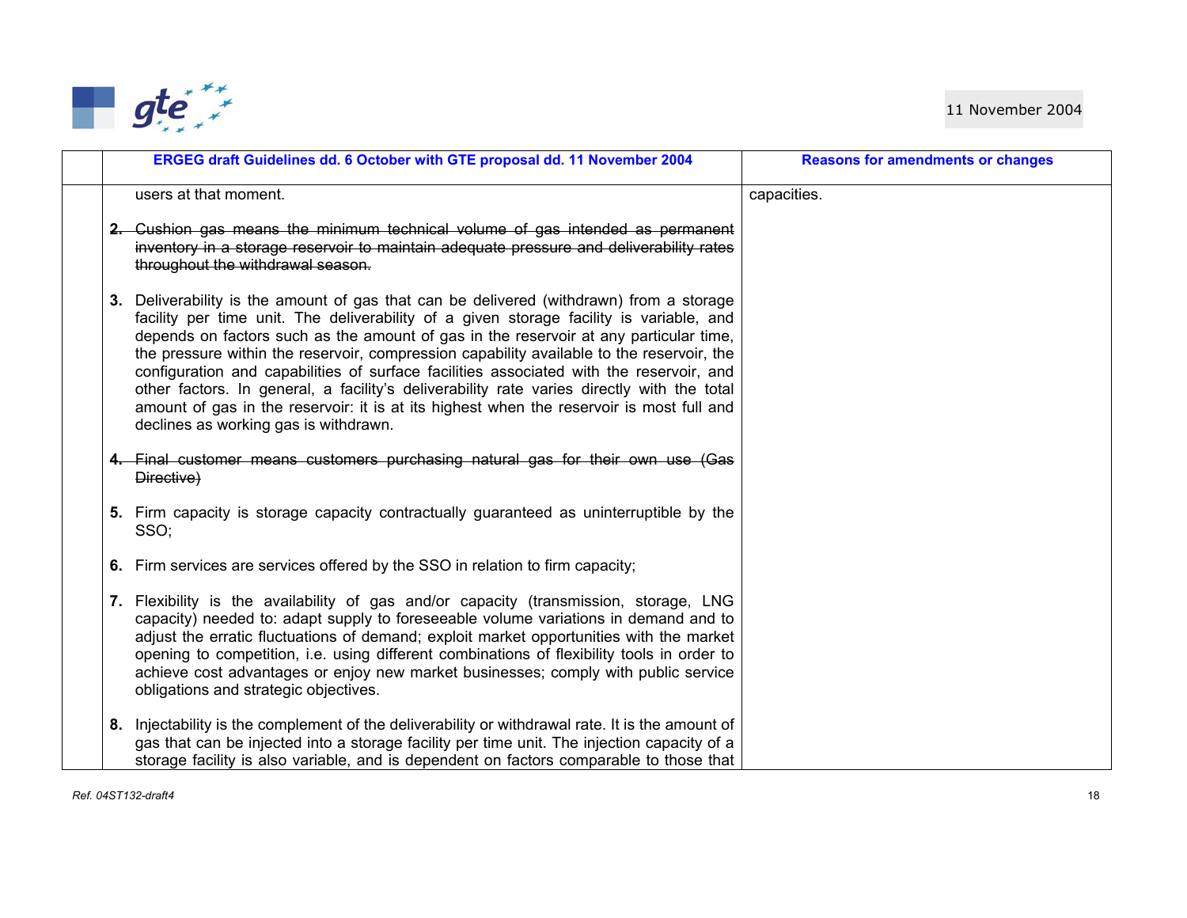| | ERGEG draft Guidelines dd. 6 October with GTE proposal dd. 11 November 2004 | Reasons for amendments or changes |
|---|---|---|
| | users at that moment.<br><br>~~**2.** Cushion gas means the minimum technical volume of gas intended as permanent inventory in a storage reservoir to maintain adequate pressure and deliverability rates throughout the withdrawal season.~~<br><br>**3.** Deliverability is the amount of gas that can be delivered (withdrawn) from a storage facility per time unit. The deliverability of a given storage facility is variable, and depends on factors such as the amount of gas in the reservoir at any particular time, the pressure within the reservoir, compression capability available to the reservoir, the configuration and capabilities of surface facilities associated with the reservoir, and other factors. In general, a facility's deliverability rate varies directly with the total amount of gas in the reservoir: it is at its highest when the reservoir is most full and declines as working gas is withdrawn.<br><br>~~**4.** Final customer means customers purchasing natural gas for their own use (Gas Directive)~~<br><br>**5.** Firm capacity is storage capacity contractually guaranteed as uninterruptible by the SSO;<br><br>**6.** Firm services are services offered by the SSO in relation to firm capacity;<br><br>**7.** Flexibility is the availability of gas and/or capacity (transmission, storage, LNG capacity) needed to: adapt supply to foreseeable volume variations in demand and to adjust the erratic fluctuations of demand; exploit market opportunities with the market opening to competition, i.e. using different combinations of flexibility tools in order to achieve cost advantages or enjoy new market businesses; comply with public service obligations and strategic objectives.<br><br>**8.** Injectability is the complement of the deliverability or withdrawal rate. It is the amount of gas that can be injected into a storage facility per time unit. The injection capacity of a storage facility is also variable, and is dependent on factors comparable to those that | capacities. |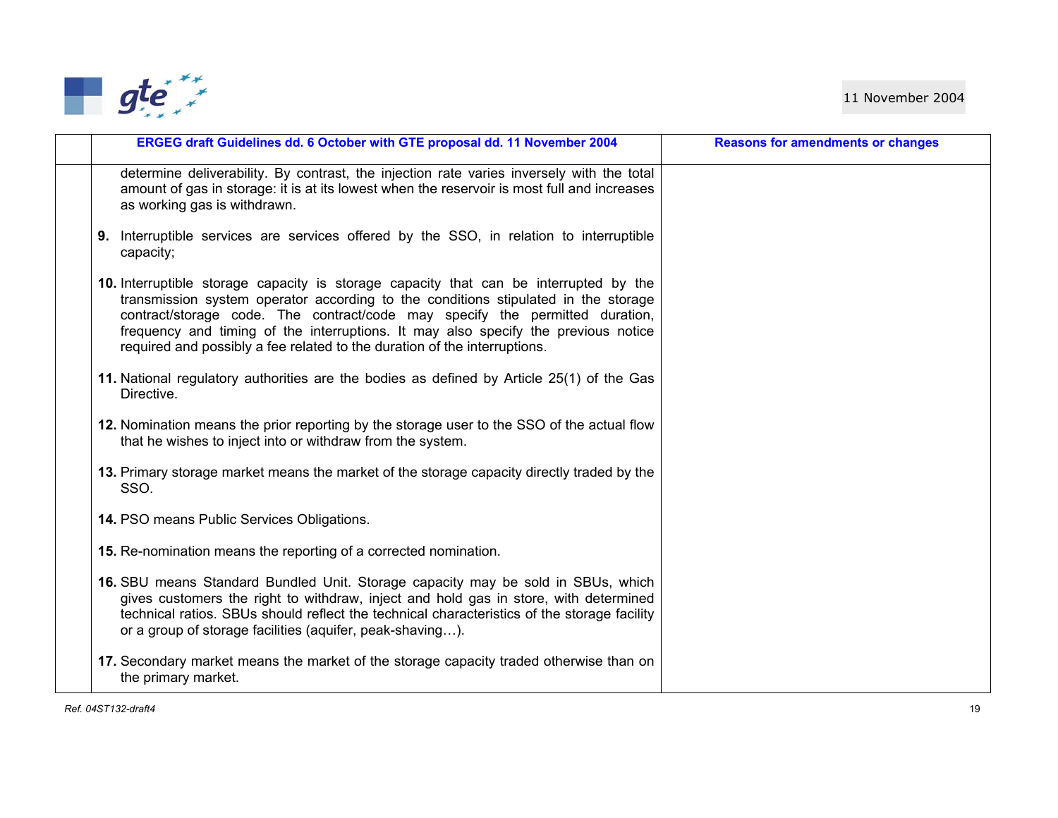| | ERGEG draft Guidelines dd. 6 October with GTE proposal dd. 11 November 2004 | Reasons for amendments or changes |
|---|---|---|
| | determine deliverability. By contrast, the injection rate varies inversely with the total amount of gas in storage: it is at its lowest when the reservoir is most full and increases as working gas is withdrawn.<br><br>**9.** Interruptible services are services offered by the SSO, in relation to interruptible capacity;<br><br>**10.** Interruptible storage capacity is storage capacity that can be interrupted by the transmission system operator according to the conditions stipulated in the storage contract/storage code. The contract/code may specify the permitted duration, frequency and timing of the interruptions. It may also specify the previous notice required and possibly a fee related to the duration of the interruptions.<br><br>**11.** National regulatory authorities are the bodies as defined by Article 25(1) of the Gas Directive.<br><br>**12.** Nomination means the prior reporting by the storage user to the SSO of the actual flow that he wishes to inject into or withdraw from the system.<br><br>**13.** Primary storage market means the market of the storage capacity directly traded by the SSO.<br><br>**14.** PSO means Public Services Obligations.<br><br>**15.** Re-nomination means the reporting of a corrected nomination.<br><br>**16.** SBU means Standard Bundled Unit. Storage capacity may be sold in SBUs, which gives customers the right to withdraw, inject and hold gas in store, with determined technical ratios. SBUs should reflect the technical characteristics of the storage facility or a group of storage facilities (aquifer, peak-shaving…).<br><br>**17.** Secondary market means the market of the storage capacity traded otherwise than on the primary market. | |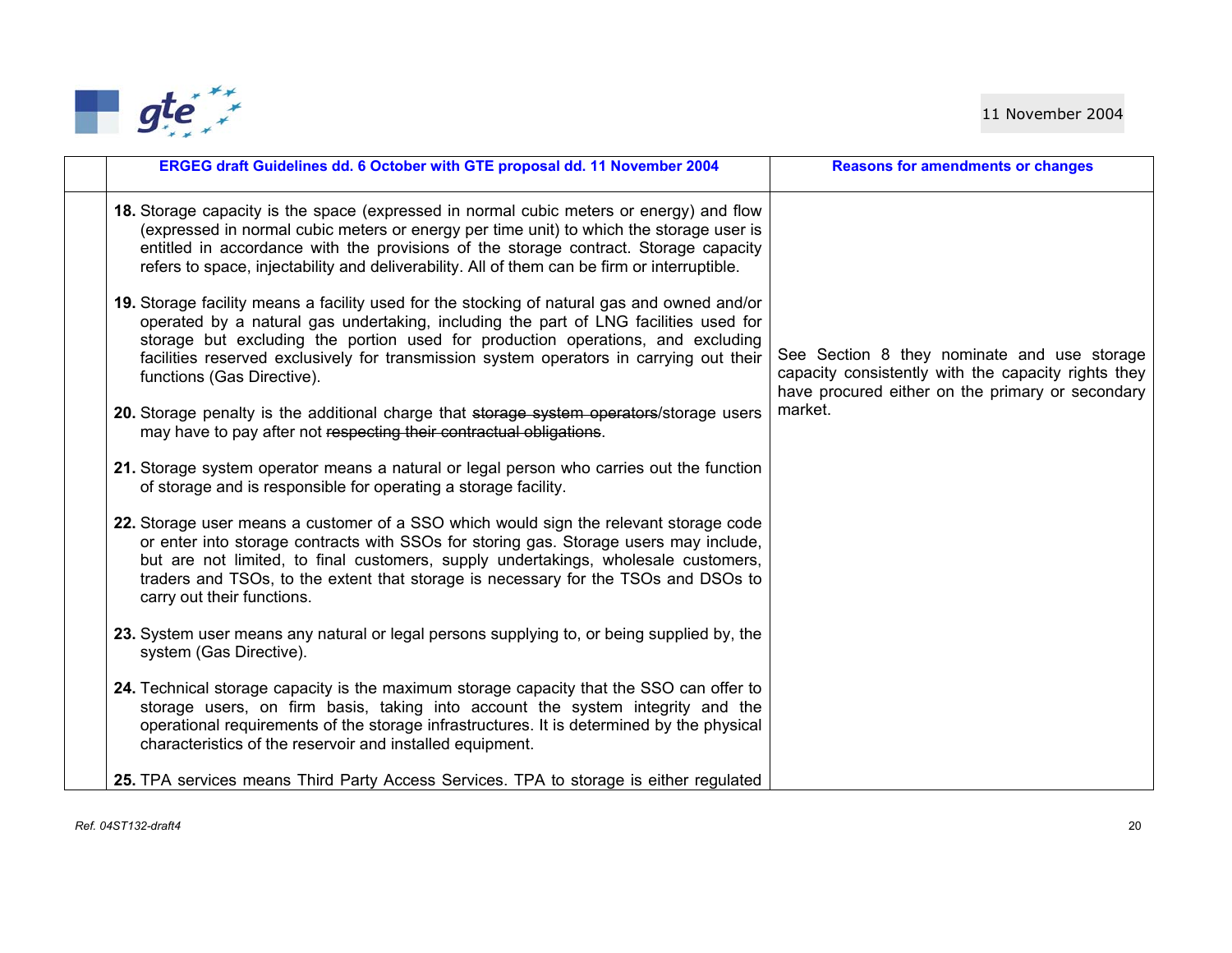| | ERGEG draft Guidelines dd. 6 October with GTE proposal dd. 11 November 2004 | Reasons for amendments or changes |
|---|---|---|
| | **18.** Storage capacity is the space (expressed in normal cubic meters or energy) and flow (expressed in normal cubic meters or energy per time unit) to which the storage user is entitled in accordance with the provisions of the storage contract. Storage capacity refers to space, injectability and deliverability. All of them can be firm or interruptible.<br><br>**19.** Storage facility means a facility used for the stocking of natural gas and owned and/or operated by a natural gas undertaking, including the part of LNG facilities used for storage but excluding the portion used for production operations, and excluding facilities reserved exclusively for transmission system operators in carrying out their functions (Gas Directive).<br><br>**20.** Storage penalty is the additional charge that ~~storage system operators~~/storage users may have to pay after not ~~respecting their contractual obligations~~.<br><br>**21.** Storage system operator means a natural or legal person who carries out the function of storage and is responsible for operating a storage facility.<br><br>**22.** Storage user means a customer of a SSO which would sign the relevant storage code or enter into storage contracts with SSOs for storing gas. Storage users may include, but are not limited, to final customers, supply undertakings, wholesale customers, traders and TSOs, to the extent that storage is necessary for the TSOs and DSOs to carry out their functions.<br><br>**23.** System user means any natural or legal persons supplying to, or being supplied by, the system (Gas Directive).<br><br>**24.** Technical storage capacity is the maximum storage capacity that the SSO can offer to storage users, on firm basis, taking into account the system integrity and the operational requirements of the storage infrastructures. It is determined by the physical characteristics of the reservoir and installed equipment.<br><br>**25.** TPA services means Third Party Access Services. TPA to storage is either regulated | See Section 8 they nominate and use storage capacity consistently with the capacity rights they have procured either on the primary or secondary market. |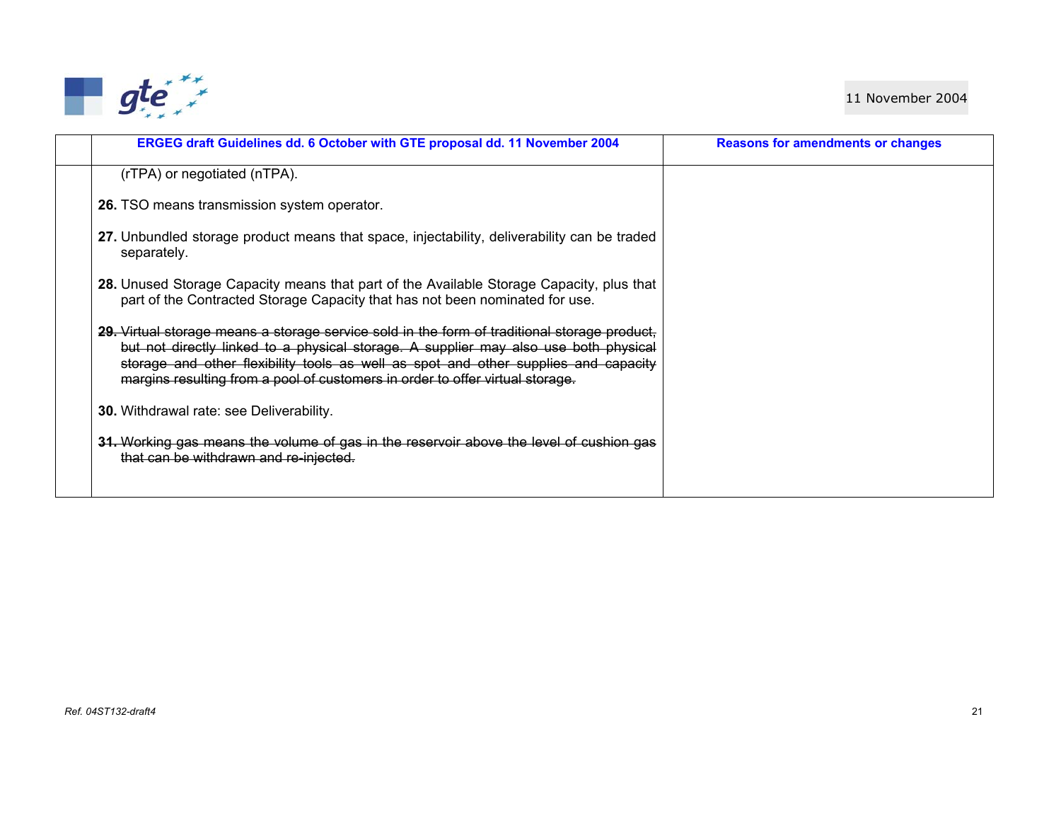| | ERGEG draft Guidelines dd. 6 October with GTE proposal dd. 11 November 2004 | Reasons for amendments or changes |
|---|---|---|
| | (rTPA) or negotiated (nTPA).<br><br>**26.** TSO means transmission system operator.<br><br>**27.** Unbundled storage product means that space, injectability, deliverability can be traded separately.<br><br>**28.** Unused Storage Capacity means that part of the Available Storage Capacity, plus that part of the Contracted Storage Capacity that has not been nominated for use.<br><br>~~**29.** Virtual storage means a storage service sold in the form of traditional storage product, but not directly linked to a physical storage. A supplier may also use both physical storage and other flexibility tools as well as spot and other supplies and capacity margins resulting from a pool of customers in order to offer virtual storage.~~<br><br>**30.** Withdrawal rate: see Deliverability.<br><br>~~**31.** Working gas means the volume of gas in the reservoir above the level of cushion gas that can be withdrawn and re-injected.~~ | |